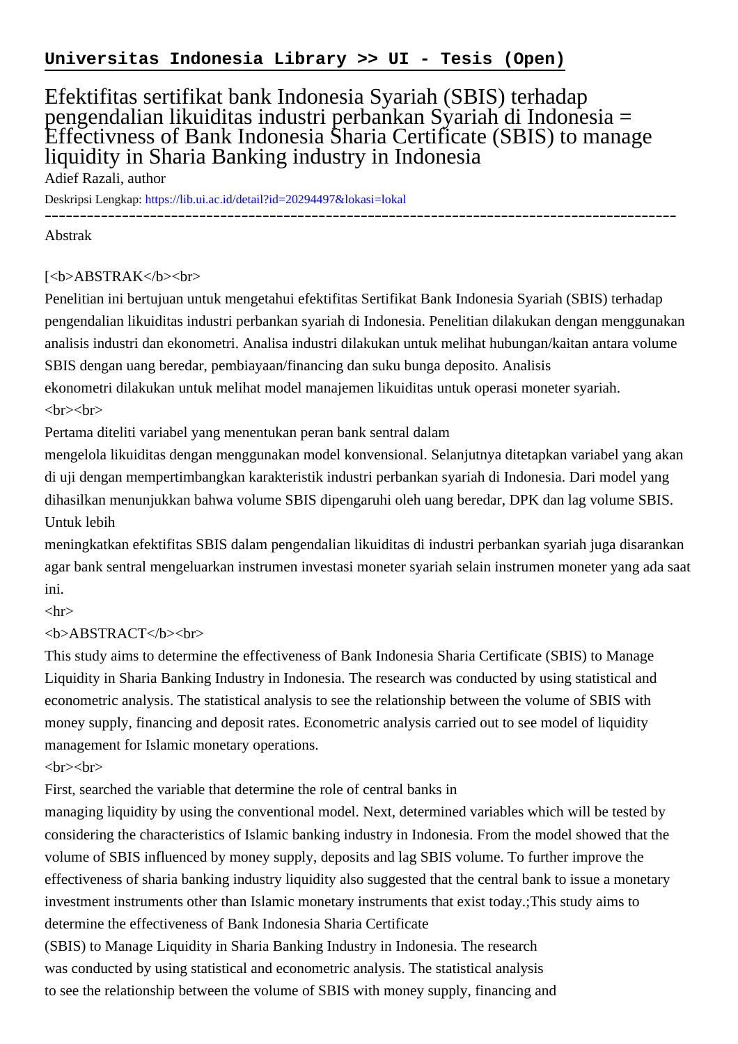**Universitas Indonesia Library >> UI - Tesis (Open)**

# Efektifitas sertifikat bank Indonesia Syariah (SBIS) terhadap pengendalian likuiditas industri perbankan Syariah di Indonesia = Effectivness of Bank Indonesia Sharia Certificate (SBIS) to manage liquidity in Sharia Banking industry in Indonesia

Adief Razali, author

Deskripsi Lengkap: https://lib.ui.ac.id/detail?id=20294497&lokasi=lokal

------------------------------------------------------------------------------------------

Abstrak

[<b>ABSTRAK</b><br>

Penelitian ini bertujuan untuk mengetahui efektifitas Sertifikat Bank Indonesia Syariah (SBIS) terhadap pengendalian likuiditas industri perbankan syariah di Indonesia. Penelitian dilakukan dengan menggunakan analisis industri dan ekonometri. Analisa industri dilakukan untuk melihat hubungan/kaitan antara volume SBIS dengan uang beredar, pembiayaan/financing dan suku bunga deposito. Analisis ekonometri dilakukan untuk melihat model manajemen likuiditas untuk operasi moneter syariah.

<br><br>

Pertama diteliti variabel yang menentukan peran bank sentral dalam mengelola likuiditas dengan menggunakan model konvensional. Selanjutnya ditetapkan variabel yang akan di uji dengan mempertimbangkan karakteristik industri perbankan syariah di Indonesia. Dari model yang dihasilkan menunjukkan bahwa volume SBIS dipengaruhi oleh uang beredar, DPK dan lag volume SBIS. Untuk lebih meningkatkan efektifitas SBIS dalam pengendalian likuiditas di industri perbankan syariah juga disarankan agar bank sentral mengeluarkan instrumen investasi moneter syariah selain instrumen moneter yang ada saat ini.

<hr>

<b>ABSTRACT</b><br>

This study aims to determine the effectiveness of Bank Indonesia Sharia Certificate (SBIS) to Manage Liquidity in Sharia Banking Industry in Indonesia. The research was conducted by using statistical and econometric analysis. The statistical analysis to see the relationship between the volume of SBIS with money supply, financing and deposit rates. Econometric analysis carried out to see model of liquidity management for Islamic monetary operations.

<br><br>

First, searched the variable that determine the role of central banks in managing liquidity by using the conventional model. Next, determined variables which will be tested by considering the characteristics of Islamic banking industry in Indonesia. From the model showed that the volume of SBIS influenced by money supply, deposits and lag SBIS volume. To further improve the effectiveness of sharia banking industry liquidity also suggested that the central bank to issue a monetary investment instruments other than Islamic monetary instruments that exist today.;This study aims to determine the effectiveness of Bank Indonesia Sharia Certificate (SBIS) to Manage Liquidity in Sharia Banking Industry in Indonesia. The research was conducted by using statistical and econometric analysis. The statistical analysis to see the relationship between the volume of SBIS with money supply, financing and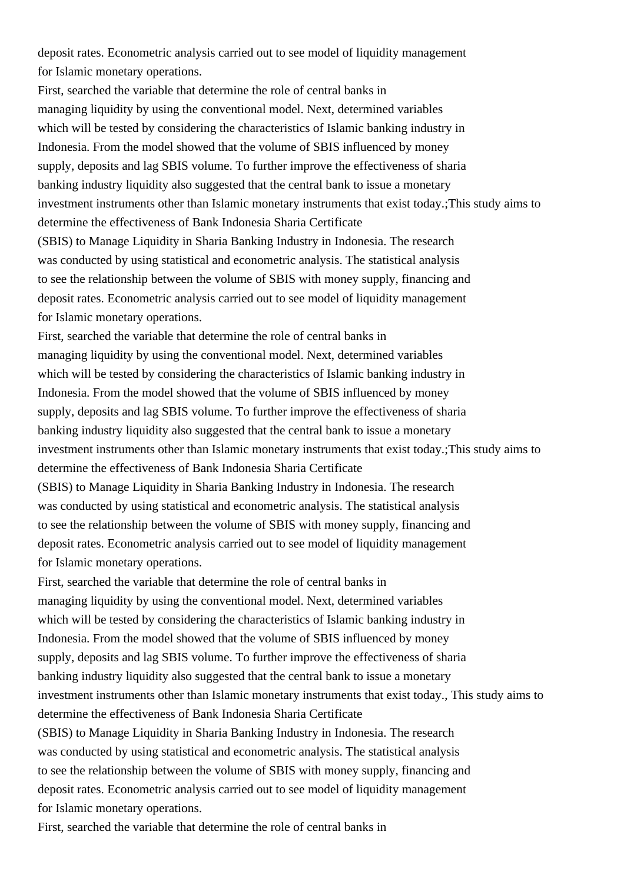deposit rates. Econometric analysis carried out to see model of liquidity management
for Islamic monetary operations.
First, searched the variable that determine the role of central banks in
managing liquidity by using the conventional model. Next, determined variables
which will be tested by considering the characteristics of Islamic banking industry in
Indonesia. From the model showed that the volume of SBIS influenced by money
supply, deposits and lag SBIS volume. To further improve the effectiveness of sharia
banking industry liquidity also suggested that the central bank to issue a monetary
investment instruments other than Islamic monetary instruments that exist today.;This study aims to
determine the effectiveness of Bank Indonesia Sharia Certificate
(SBIS) to Manage Liquidity in Sharia Banking Industry in Indonesia. The research
was conducted by using statistical and econometric analysis. The statistical analysis
to see the relationship between the volume of SBIS with money supply, financing and
deposit rates. Econometric analysis carried out to see model of liquidity management
for Islamic monetary operations.
First, searched the variable that determine the role of central banks in
managing liquidity by using the conventional model. Next, determined variables
which will be tested by considering the characteristics of Islamic banking industry in
Indonesia. From the model showed that the volume of SBIS influenced by money
supply, deposits and lag SBIS volume. To further improve the effectiveness of sharia
banking industry liquidity also suggested that the central bank to issue a monetary
investment instruments other than Islamic monetary instruments that exist today.;This study aims to
determine the effectiveness of Bank Indonesia Sharia Certificate
(SBIS) to Manage Liquidity in Sharia Banking Industry in Indonesia. The research
was conducted by using statistical and econometric analysis. The statistical analysis
to see the relationship between the volume of SBIS with money supply, financing and
deposit rates. Econometric analysis carried out to see model of liquidity management
for Islamic monetary operations.
First, searched the variable that determine the role of central banks in
managing liquidity by using the conventional model. Next, determined variables
which will be tested by considering the characteristics of Islamic banking industry in
Indonesia. From the model showed that the volume of SBIS influenced by money
supply, deposits and lag SBIS volume. To further improve the effectiveness of sharia
banking industry liquidity also suggested that the central bank to issue a monetary
investment instruments other than Islamic monetary instruments that exist today., This study aims to
determine the effectiveness of Bank Indonesia Sharia Certificate
(SBIS) to Manage Liquidity in Sharia Banking Industry in Indonesia. The research
was conducted by using statistical and econometric analysis. The statistical analysis
to see the relationship between the volume of SBIS with money supply, financing and
deposit rates. Econometric analysis carried out to see model of liquidity management
for Islamic monetary operations.
First, searched the variable that determine the role of central banks in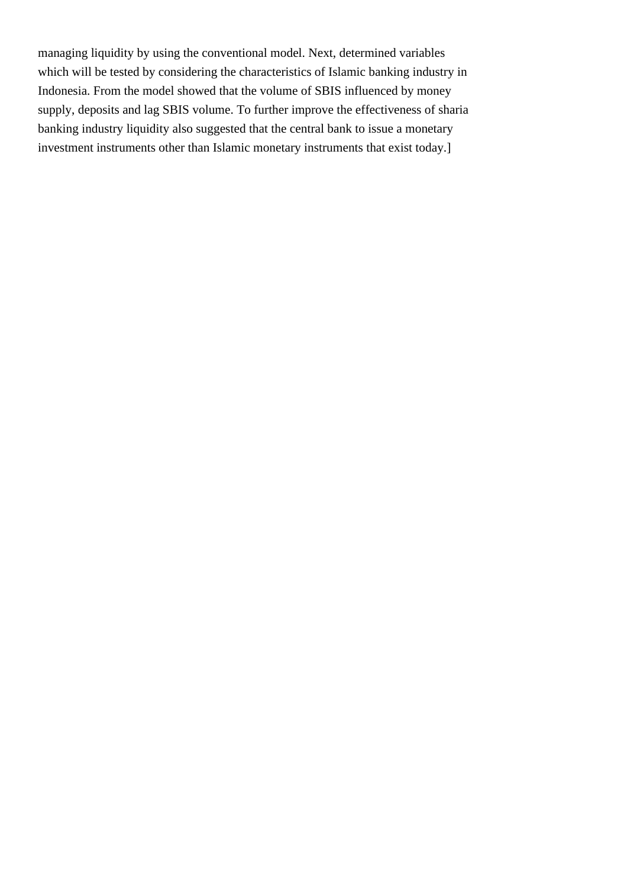managing liquidity by using the conventional model. Next, determined variables which will be tested by considering the characteristics of Islamic banking industry in Indonesia. From the model showed that the volume of SBIS influenced by money supply, deposits and lag SBIS volume. To further improve the effectiveness of sharia banking industry liquidity also suggested that the central bank to issue a monetary investment instruments other than Islamic monetary instruments that exist today.]